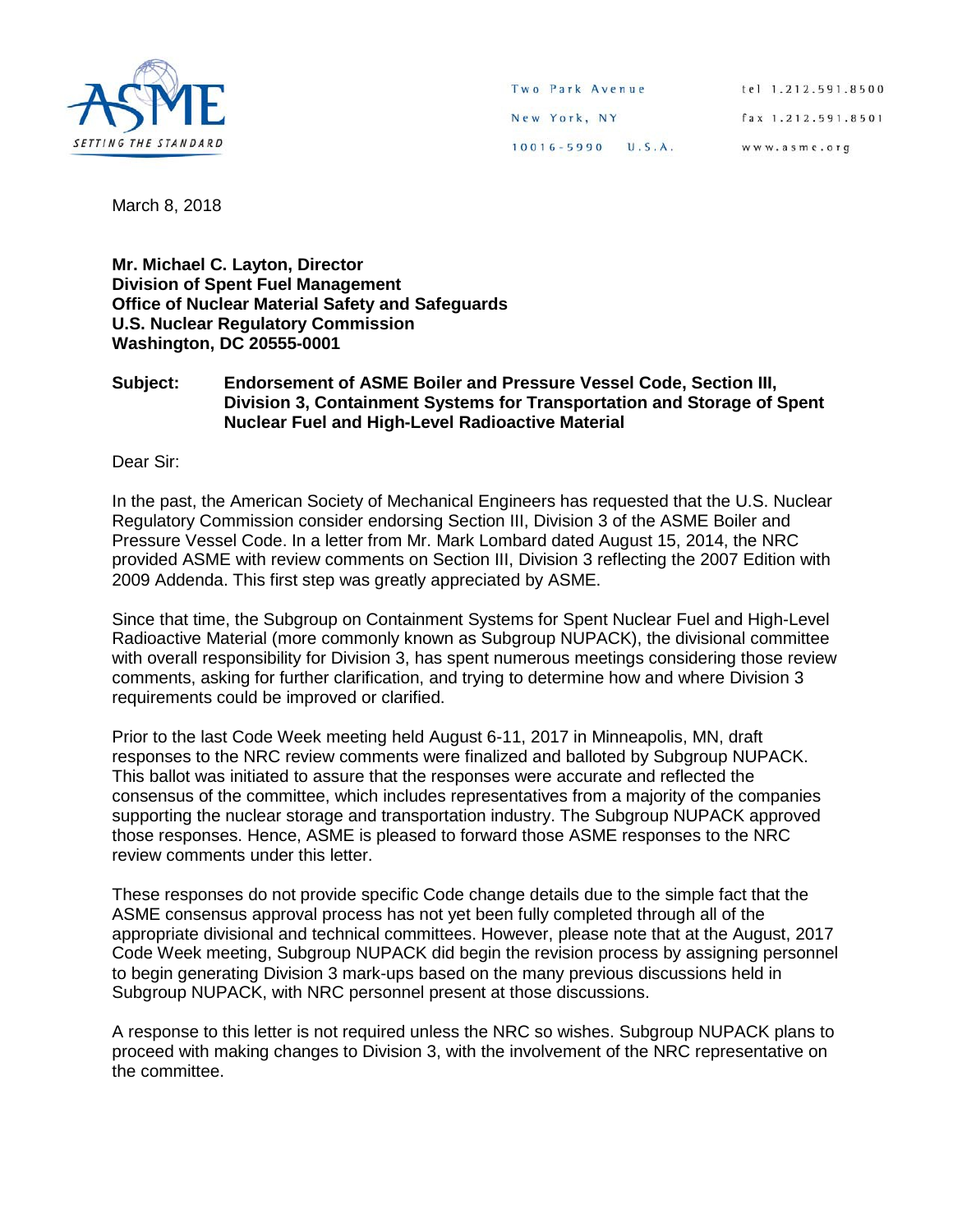ASME
SETTING THE STANDARD

Two Park Avenue
New York, NY
10016-5990 U.S.A.

tel 1.212.591.8500
fax 1.212.591.8501
www.asme.org

March 8, 2018

**Mr. Michael C. Layton, Director**
**Division of Spent Fuel Management**
**Office of Nuclear Material Safety and Safeguards**
**U.S. Nuclear Regulatory Commission**
**Washington, DC 20555-0001**

**Subject: Endorsement of ASME Boiler and Pressure Vessel Code, Section III, Division 3, Containment Systems for Transportation and Storage of Spent Nuclear Fuel and High-Level Radioactive Material**

Dear Sir:

In the past, the American Society of Mechanical Engineers has requested that the U.S. Nuclear Regulatory Commission consider endorsing Section III, Division 3 of the ASME Boiler and Pressure Vessel Code. In a letter from Mr. Mark Lombard dated August 15, 2014, the NRC provided ASME with review comments on Section III, Division 3 reflecting the 2007 Edition with 2009 Addenda. This first step was greatly appreciated by ASME.

Since that time, the Subgroup on Containment Systems for Spent Nuclear Fuel and High-Level Radioactive Material (more commonly known as Subgroup NUPACK), the divisional committee with overall responsibility for Division 3, has spent numerous meetings considering those review comments, asking for further clarification, and trying to determine how and where Division 3 requirements could be improved or clarified.

Prior to the last Code Week meeting held August 6-11, 2017 in Minneapolis, MN, draft responses to the NRC review comments were finalized and balloted by Subgroup NUPACK. This ballot was initiated to assure that the responses were accurate and reflected the consensus of the committee, which includes representatives from a majority of the companies supporting the nuclear storage and transportation industry. The Subgroup NUPACK approved those responses. Hence, ASME is pleased to forward those ASME responses to the NRC review comments under this letter.

These responses do not provide specific Code change details due to the simple fact that the ASME consensus approval process has not yet been fully completed through all of the appropriate divisional and technical committees. However, please note that at the August, 2017 Code Week meeting, Subgroup NUPACK did begin the revision process by assigning personnel to begin generating Division 3 mark-ups based on the many previous discussions held in Subgroup NUPACK, with NRC personnel present at those discussions.

A response to this letter is not required unless the NRC so wishes. Subgroup NUPACK plans to proceed with making changes to Division 3, with the involvement of the NRC representative on the committee.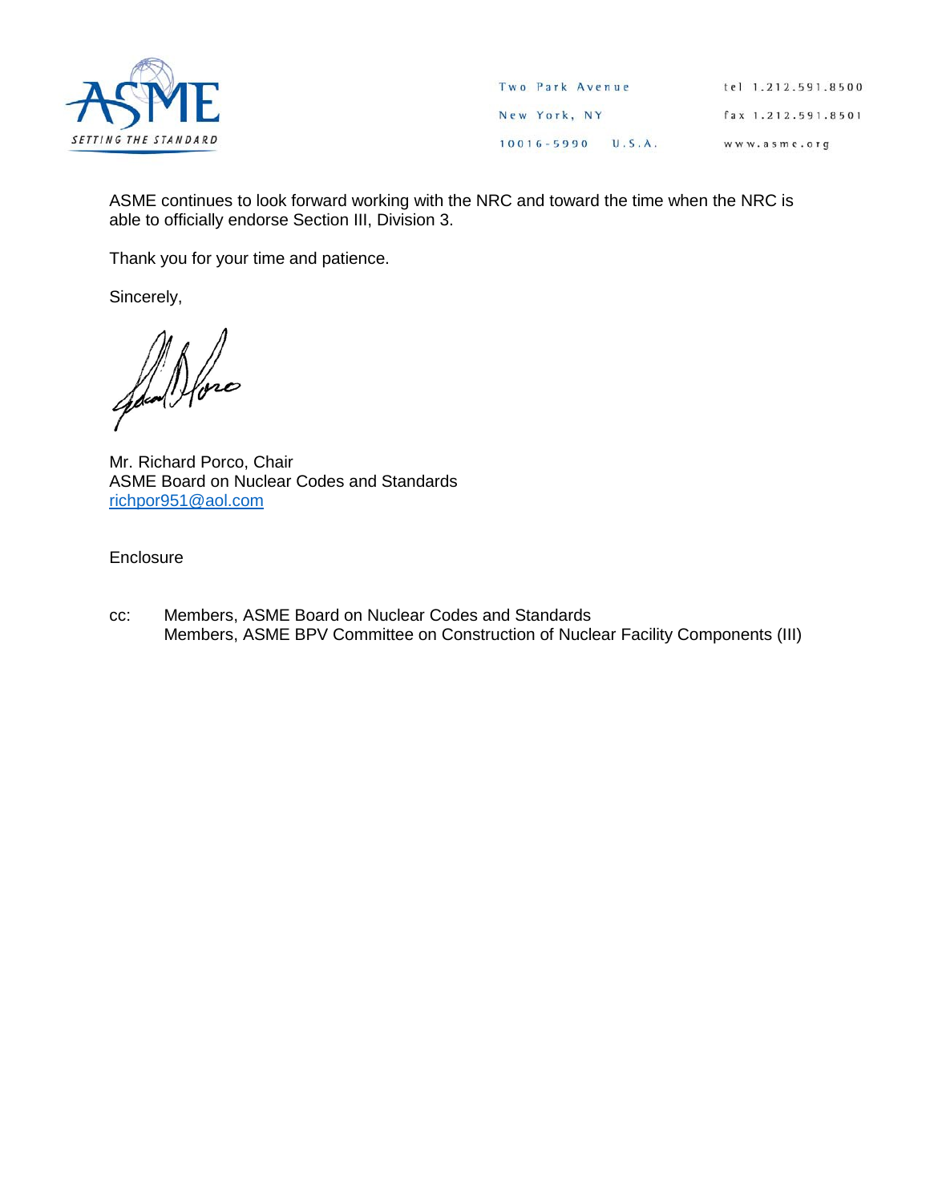ASME continues to look forward working with the NRC and toward the time when the NRC is able to officially endorse Section III, Division 3.

Thank you for your time and patience.

Sincerely,

Mr. Richard Porco, Chair
ASME Board on Nuclear Codes and Standards
richpor951@aol.com

Enclosure

cc: Members, ASME Board on Nuclear Codes and Standards
Members, ASME BPV Committee on Construction of Nuclear Facility Components (III)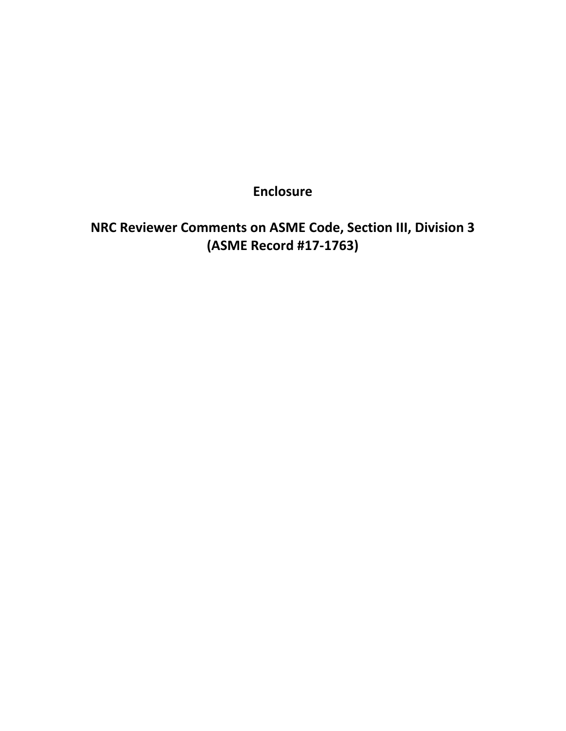**Enclosure**

# NRC Reviewer Comments on ASME Code, Section III, Division 3 (ASME Record #17-1763)